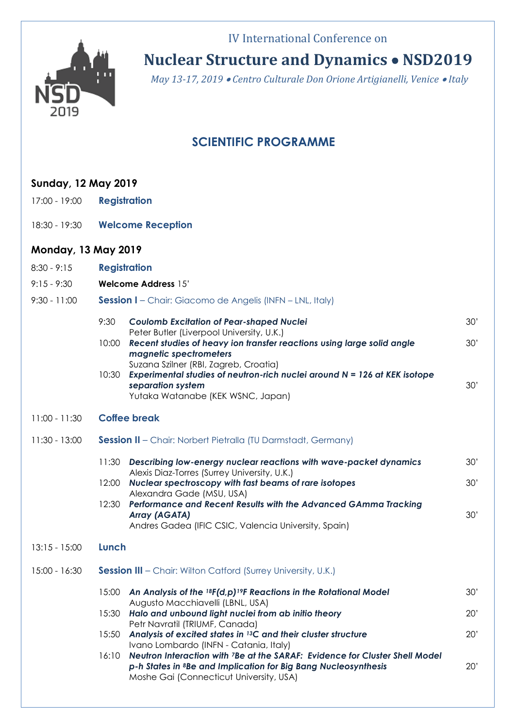IV International Conference on

# Nuclear Structure and Dynamics • NSD2019

*May 13-17, 2019 • Centro Culturale Don Orione Artigianelli, Venice • Italy*

## SCIENTIFIC PROGRAMME

### Sunday, 12 May 2019

17:00 - 19:00 **Registration**

18:30 - 19:30 **Welcome Reception**

### Monday, 13 May 2019

8:30 - 9:15 **Registration**

9:15 - 9:30 **Welcome Address** 15'

9:30 - 11:00 **Session I** – Chair: Giacomo de Angelis (INFN – LNL, Italy)

- 9:30 ***Coulomb Excitation of Pear-shaped Nuclei*** 30'
  Peter Butler (Liverpool University, U.K.)
- 10:00 ***Recent studies of heavy ion transfer reactions using large solid angle magnetic spectrometers*** 30'
  Suzana Szilner (RBI, Zagreb, Croatia)
- 10:30 ***Experimental studies of neutron-rich nuclei around N = 126 at KEK isotope separation system*** 30'
  Yutaka Watanabe (KEK WSNC, Japan)

11:00 - 11:30 **Coffee break**

11:30 - 13:00 **Session II** – Chair: Norbert Pietralla (TU Darmstadt, Germany)

- 11:30 ***Describing low-energy nuclear reactions with wave-packet dynamics*** 30'
  Alexis Diaz-Torres (Surrey University, U.K.)
- 12:00 ***Nuclear spectroscopy with fast beams of rare isotopes*** 30'
  Alexandra Gade (MSU, USA)
- 12:30 ***Performance and Recent Results with the Advanced GAmma Tracking Array (AGATA)*** 30'
  Andres Gadea (IFIC CSIC, Valencia University, Spain)

13:15 - 15:00 **Lunch**

15:00 - 16:30 **Session III** – Chair: Wilton Catford (Surrey University, U.K.)

- 15:00 ***An Analysis of the $^{18}F(d,p)^{19}F$ Reactions in the Rotational Model*** 30'
  Augusto Macchiavelli (LBNL, USA)
- 15:30 ***Halo and unbound light nuclei from ab initio theory*** 20'
  Petr Navratil (TRIUMF, Canada)
- 15:50 ***Analysis of excited states in $^{13}C$ and their cluster structure*** 20'
  Ivano Lombardo (INFN - Catania, Italy)
- 16:10 ***Neutron Interaction with $^{7}Be$ at the SARAF: Evidence for Cluster Shell Model p-h States in $^{8}Be$ and Implication for Big Bang Nucleosynthesis*** 20'
  Moshe Gai (Connecticut University, USA)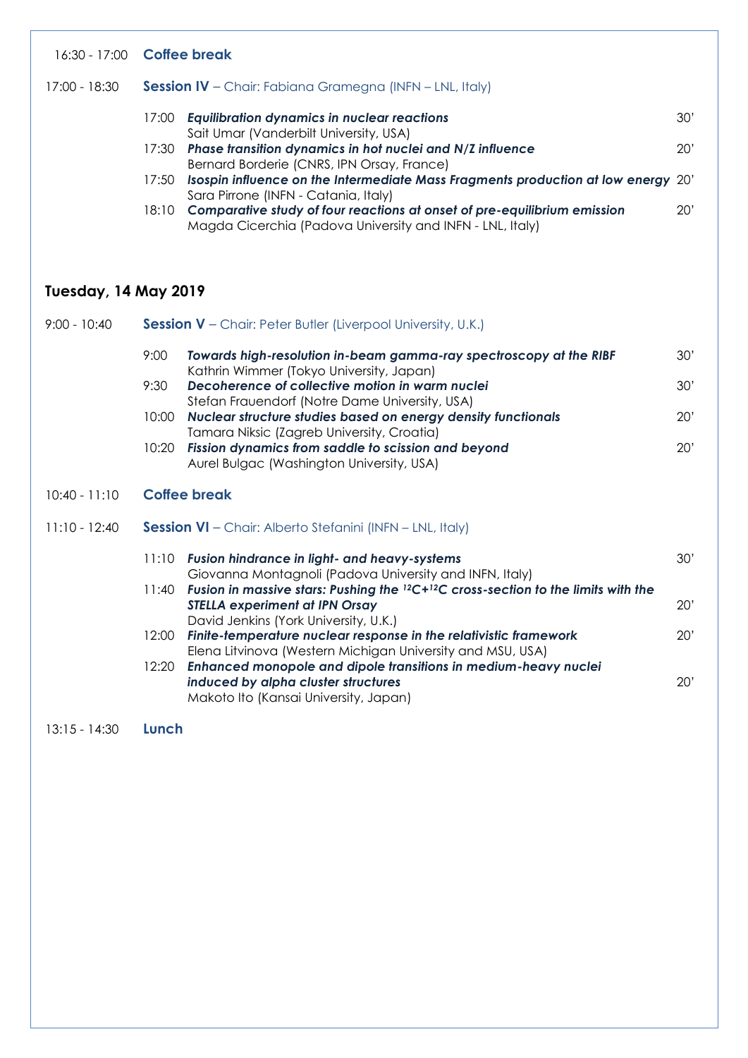16:30 - 17:00 **Coffee break**

17:00 - 18:30 **Session IV** – Chair: Fabiana Gramegna (INFN – LNL, Italy)

| Time | Talk | Duration |
|---|---|---|
| 17:00 | ***Equilibration dynamics in nuclear reactions***<br>Sait Umar (Vanderbilt University, USA) | 30' |
| 17:30 | ***Phase transition dynamics in hot nuclei and N/Z influence***<br>Bernard Borderie (CNRS, IPN Orsay, France) | 20' |
| 17:50 | ***Isospin influence on the Intermediate Mass Fragments production at low energy***<br>Sara Pirrone (INFN - Catania, Italy) | 20' |
| 18:10 | ***Comparative study of four reactions at onset of pre-equilibrium emission***<br>Magda Cicerchia (Padova University and INFN - LNL, Italy) | 20' |

## Tuesday, 14 May 2019

9:00 - 10:40 **Session V** – Chair: Peter Butler (Liverpool University, U.K.)

| Time | Talk | Duration |
|---|---|---|
| 9:00 | ***Towards high-resolution in-beam gamma-ray spectroscopy at the RIBF***<br>Kathrin Wimmer (Tokyo University, Japan) | 30' |
| 9:30 | ***Decoherence of collective motion in warm nuclei***<br>Stefan Frauendorf (Notre Dame University, USA) | 30' |
| 10:00 | ***Nuclear structure studies based on energy density functionals***<br>Tamara Niksic (Zagreb University, Croatia) | 20' |
| 10:20 | ***Fission dynamics from saddle to scission and beyond***<br>Aurel Bulgac (Washington University, USA) | 20' |

10:40 - 11:10 **Coffee break**

11:10 - 12:40 **Session VI** – Chair: Alberto Stefanini (INFN – LNL, Italy)

| Time | Talk | Duration |
|---|---|---|
| 11:10 | ***Fusion hindrance in light- and heavy-systems***<br>Giovanna Montagnoli (Padova University and INFN, Italy) | 30' |
| 11:40 | ***Fusion in massive stars: Pushing the $^{12}C+^{12}C$ cross-section to the limits with the STELLA experiment at IPN Orsay***<br>David Jenkins (York University, U.K.) | 20' |
| 12:00 | ***Finite-temperature nuclear response in the relativistic framework***<br>Elena Litvinova (Western Michigan University and MSU, USA) | 20' |
| 12:20 | ***Enhanced monopole and dipole transitions in medium-heavy nuclei induced by alpha cluster structures***<br>Makoto Ito (Kansai University, Japan) | 20' |

13:15 - 14:30 **Lunch**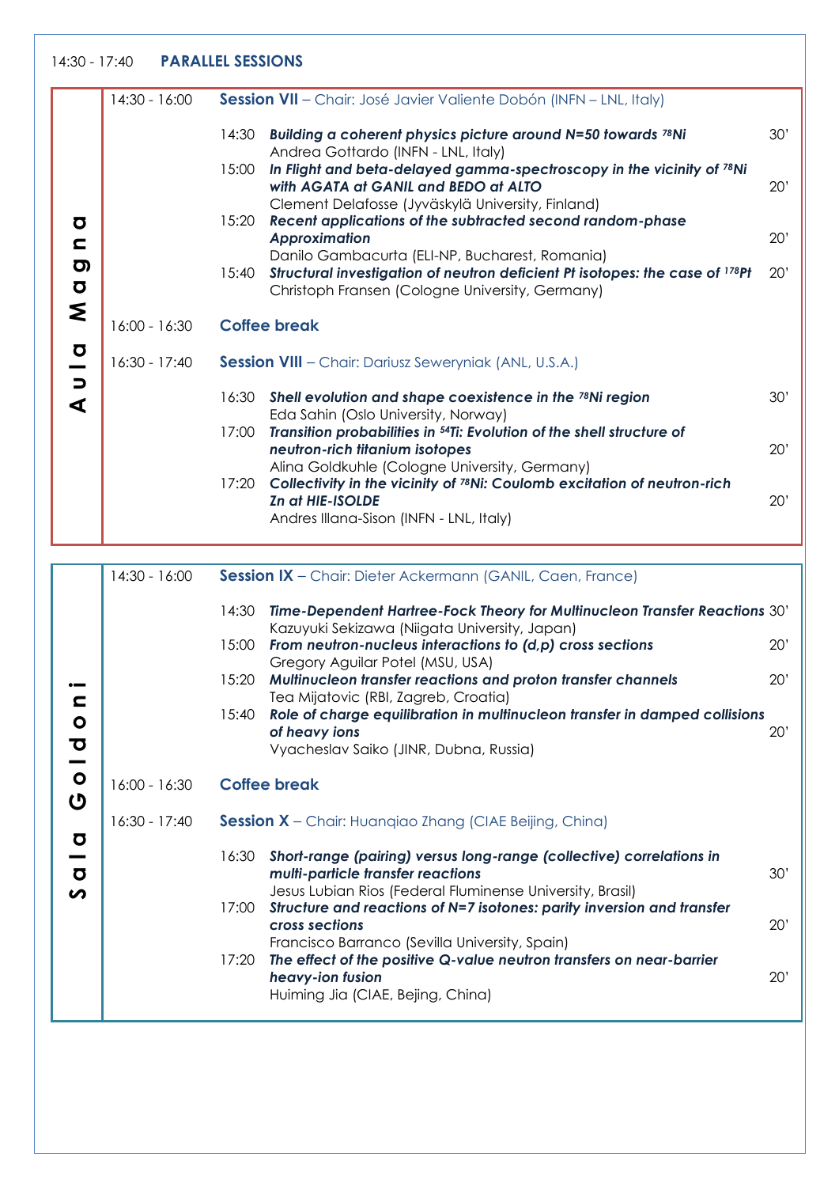14:30 - 17:40 **PARALLEL SESSIONS**

## Aula Magna

| | | | |
|---|---|---|---|
| 14:30 - 16:00 | **Session VII** – Chair: José Javier Valiente Dobón (INFN – LNL, Italy) | | |
| | 14:30 | ***Building a coherent physics picture around N=50 towards $^{78}$Ni***<br>Andrea Gottardo (INFN - LNL, Italy) | 30' |
| | 15:00 | ***In Flight and beta-delayed gamma-spectroscopy in the vicinity of $^{78}$Ni with AGATA at GANIL and BEDO at ALTO***<br>Clement Delafosse (Jyväskylä University, Finland) | 20' |
| | 15:20 | ***Recent applications of the subtracted second random-phase Approximation***<br>Danilo Gambacurta (ELI-NP, Bucharest, Romania) | 20' |
| | 15:40 | ***Structural investigation of neutron deficient Pt isotopes: the case of $^{178}$Pt***<br>Christoph Fransen (Cologne University, Germany) | 20' |
| 16:00 - 16:30 | **Coffee break** | | |
| 16:30 - 17:40 | **Session VIII** – Chair: Dariusz Seweryniak (ANL, U.S.A.) | | |
| | 16:30 | ***Shell evolution and shape coexistence in the $^{78}$Ni region***<br>Eda Sahin (Oslo University, Norway) | 30' |
| | 17:00 | ***Transition probabilities in $^{54}$Ti: Evolution of the shell structure of neutron-rich titanium isotopes***<br>Alina Goldkuhle (Cologne University, Germany) | 20' |
| | 17:20 | ***Collectivity in the vicinity of $^{78}$Ni: Coulomb excitation of neutron-rich Zn at HIE-ISOLDE***<br>Andres Illana-Sison (INFN - LNL, Italy) | 20' |

## Sala Goldoni

| | | | |
|---|---|---|---|
| 14:30 - 16:00 | **Session IX** – Chair: Dieter Ackermann (GANIL, Caen, France) | | |
| | 14:30 | ***Time-Dependent Hartree-Fock Theory for Multinucleon Transfer Reactions***<br>Kazuyuki Sekizawa (Niigata University, Japan) | 30' |
| | 15:00 | ***From neutron-nucleus interactions to (d,p) cross sections***<br>Gregory Aguilar Potel (MSU, USA) | 20' |
| | 15:20 | ***Multinucleon transfer reactions and proton transfer channels***<br>Tea Mijatovic (RBI, Zagreb, Croatia) | 20' |
| | 15:40 | ***Role of charge equilibration in multinucleon transfer in damped collisions of heavy ions***<br>Vyacheslav Saiko (JINR, Dubna, Russia) | 20' |
| 16:00 - 16:30 | **Coffee break** | | |
| 16:30 - 17:40 | **Session X** – Chair: Huanqiao Zhang (CIAE Beijing, China) | | |
| | 16:30 | ***Short-range (pairing) versus long-range (collective) correlations in multi-particle transfer reactions***<br>Jesus Lubian Rios (Federal Fluminense University, Brasil) | 30' |
| | 17:00 | ***Structure and reactions of N=7 isotones: parity inversion and transfer cross sections***<br>Francisco Barranco (Sevilla University, Spain) | 20' |
| | 17:20 | ***The effect of the positive Q-value neutron transfers on near-barrier heavy-ion fusion***<br>Huiming Jia (CIAE, Bejing, China) | 20' |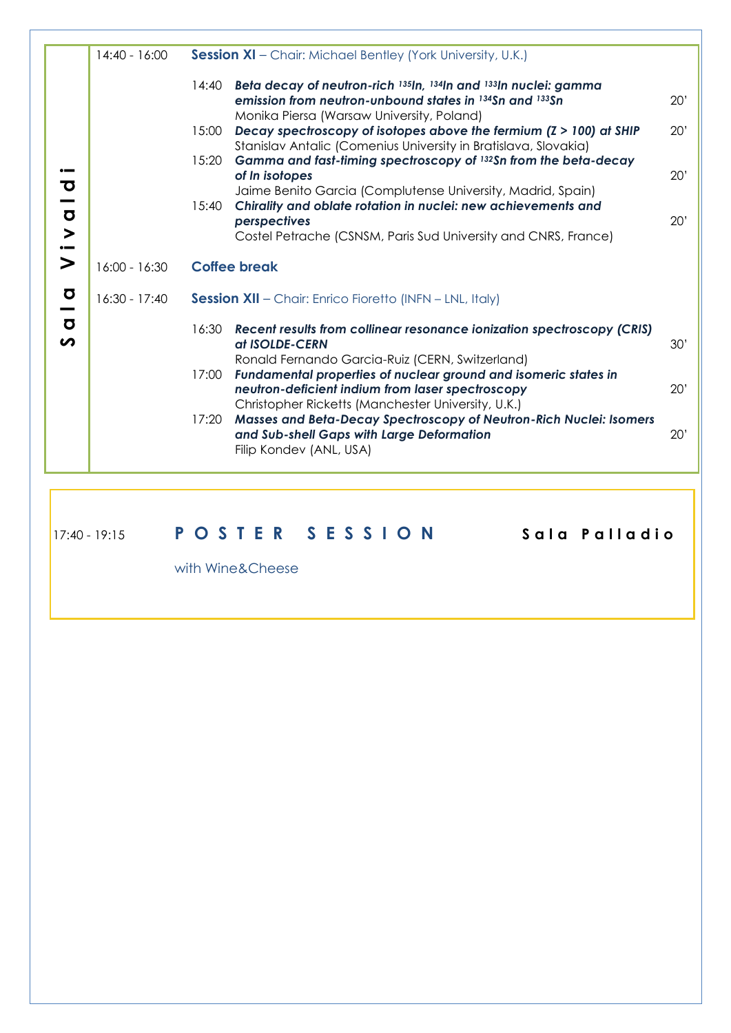**Sala Vivaldi**

| Time | | Session / Talk | Duration |
|---|---|---|---|
| 14:40 - 16:00 | | **Session XI** – Chair: Michael Bentley (York University, U.K.) | |
| | 14:40 | ***Beta decay of neutron-rich $^{135}In$, $^{134}In$ and $^{133}In$ nuclei: gamma emission from neutron-unbound states in $^{134}Sn$ and $^{133}Sn$*** Monika Piersa (Warsaw University, Poland) | 20' |
| | 15:00 | ***Decay spectroscopy of isotopes above the fermium ($Z > 100$) at SHIP*** Stanislav Antalic (Comenius University in Bratislava, Slovakia) | 20' |
| | 15:20 | ***Gamma and fast-timing spectroscopy of $^{132}Sn$ from the beta-decay of In isotopes*** Jaime Benito Garcia (Complutense University, Madrid, Spain) | 20' |
| | 15:40 | ***Chirality and oblate rotation in nuclei: new achievements and perspectives*** Costel Petrache (CSNSM, Paris Sud University and CNRS, France) | 20' |
| 16:00 - 16:30 | | **Coffee break** | |
| 16:30 - 17:40 | | **Session XII** – Chair: Enrico Fioretto (INFN – LNL, Italy) | |
| | 16:30 | ***Recent results from collinear resonance ionization spectroscopy (CRIS) at ISOLDE-CERN*** Ronald Fernando Garcia-Ruiz (CERN, Switzerland) | 30' |
| | 17:00 | ***Fundamental properties of nuclear ground and isomeric states in neutron-deficient indium from laser spectroscopy*** Christopher Ricketts (Manchester University, U.K.) | 20' |
| | 17:20 | ***Masses and Beta-Decay Spectroscopy of Neutron-Rich Nuclei: Isomers and Sub-shell Gaps with Large Deformation*** Filip Kondev (ANL, USA) | 20' |

17:40 - 19:15 **POSTER SESSION** **Sala Palladio**

with Wine&Cheese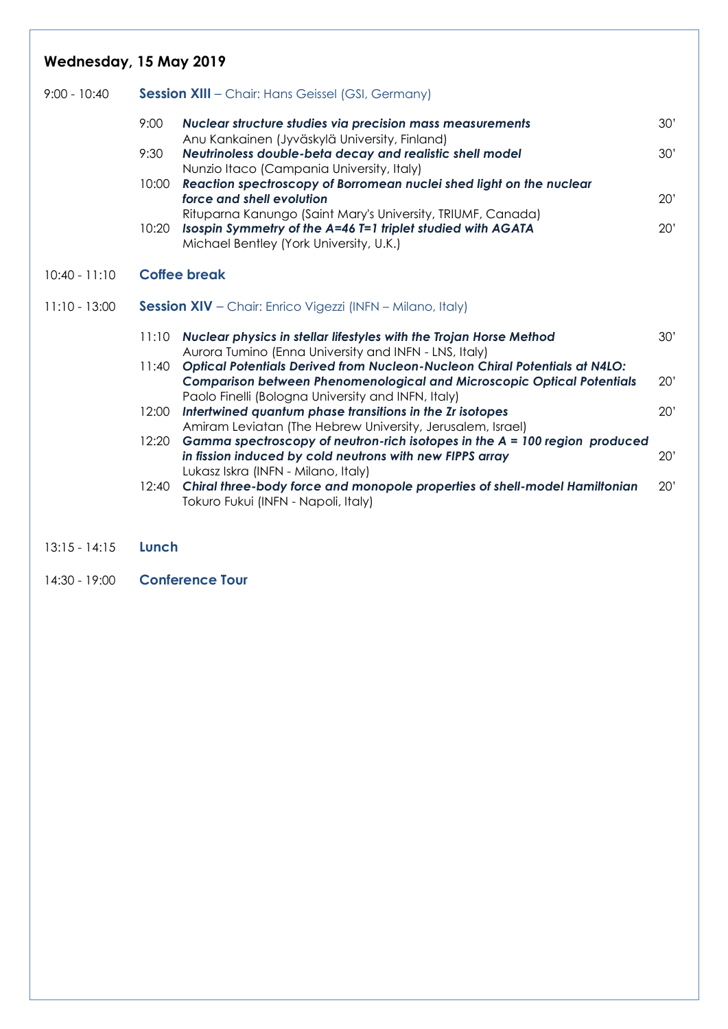## Wednesday, 15 May 2019

**9:00 - 10:40** **Session XIII** – Chair: Hans Geissel (GSI, Germany)

| Time | Talk | Duration |
|---|---|---|
| 9:00 | ***Nuclear structure studies via precision mass measurements***<br>Anu Kankainen (Jyväskylä University, Finland) | 30' |
| 9:30 | ***Neutrinoless double-beta decay and realistic shell model***<br>Nunzio Itaco (Campania University, Italy) | 30' |
| 10:00 | ***Reaction spectroscopy of Borromean nuclei shed light on the nuclear force and shell evolution***<br>Rituparna Kanungo (Saint Mary's University, TRIUMF, Canada) | 20' |
| 10:20 | ***Isospin Symmetry of the A=46 T=1 triplet studied with AGATA***<br>Michael Bentley (York University, U.K.) | 20' |

**10:40 - 11:10** **Coffee break**

**11:10 - 13:00** **Session XIV** – Chair: Enrico Vigezzi (INFN – Milano, Italy)

| Time | Talk | Duration |
|---|---|---|
| 11:10 | ***Nuclear physics in stellar lifestyles with the Trojan Horse Method***<br>Aurora Tumino (Enna University and INFN - LNS, Italy) | 30' |
| 11:40 | ***Optical Potentials Derived from Nucleon-Nucleon Chiral Potentials at N4LO: Comparison between Phenomenological and Microscopic Optical Potentials***<br>Paolo Finelli (Bologna University and INFN, Italy) | 20' |
| 12:00 | ***Intertwined quantum phase transitions in the Zr isotopes***<br>Amiram Leviatan (The Hebrew University, Jerusalem, Israel) | 20' |
| 12:20 | ***Gamma spectroscopy of neutron-rich isotopes in the A = 100 region produced in fission induced by cold neutrons with new FIPPS array***<br>Lukasz Iskra (INFN - Milano, Italy) | 20' |
| 12:40 | ***Chiral three-body force and monopole properties of shell-model Hamiltonian***<br>Tokuro Fukui (INFN - Napoli, Italy) | 20' |

**13:15 - 14:15** **Lunch**

**14:30 - 19:00** **Conference Tour**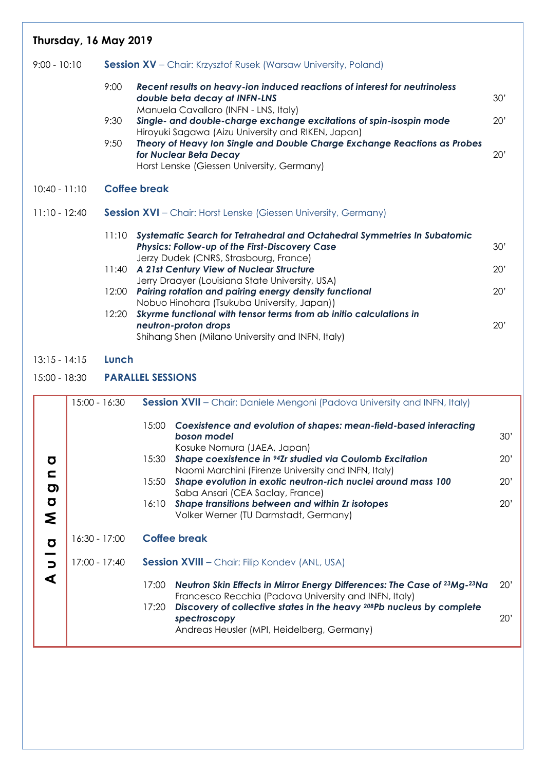## Thursday, 16 May 2019

**9:00 - 10:10 — Session XV** – Chair: Krzysztof Rusek (Warsaw University, Poland)

| Time | Talk | Duration |
|---|---|---|
| 9:00 | ***Recent results on heavy-ion induced reactions of interest for neutrinoless double beta decay at INFN-LNS***<br>Manuela Cavallaro (INFN - LNS, Italy) | 30' |
| 9:30 | ***Single- and double-charge exchange excitations of spin-isospin mode***<br>Hiroyuki Sagawa (Aizu University and RIKEN, Japan) | 20' |
| 9:50 | ***Theory of Heavy Ion Single and Double Charge Exchange Reactions as Probes for Nuclear Beta Decay***<br>Horst Lenske (Giessen University, Germany) | 20' |

**10:40 - 11:10 — Coffee break**

**11:10 - 12:40 — Session XVI** – Chair: Horst Lenske (Giessen University, Germany)

| Time | Talk | Duration |
|---|---|---|
| 11:10 | ***Systematic Search for Tetrahedral and Octahedral Symmetries In Subatomic Physics: Follow-up of the First-Discovery Case***<br>Jerzy Dudek (CNRS, Strasbourg, France) | 30' |
| 11:40 | ***A 21st Century View of Nuclear Structure***<br>Jerry Draayer (Louisiana State University, USA) | 20' |
| 12:00 | ***Pairing rotation and pairing energy density functional***<br>Nobuo Hinohara (Tsukuba University, Japan)) | 20' |
| 12:20 | ***Skyrme functional with tensor terms from ab initio calculations in neutron-proton drops***<br>Shihang Shen (Milano University and INFN, Italy) | 20' |

**13:15 - 14:15 — Lunch**

**15:00 - 18:30 — PARALLEL SESSIONS**

### Aula Magna

**15:00 - 16:30 — Session XVII** – Chair: Daniele Mengoni (Padova University and INFN, Italy)

| Time | Talk | Duration |
|---|---|---|
| 15:00 | ***Coexistence and evolution of shapes: mean-field-based interacting boson model***<br>Kosuke Nomura (JAEA, Japan) | 30' |
| 15:30 | ***Shape coexistence in $^{94}$Zr studied via Coulomb Excitation***<br>Naomi Marchini (Firenze University and INFN, Italy) | 20' |
| 15:50 | ***Shape evolution in exotic neutron-rich nuclei around mass 100***<br>Saba Ansari (CEA Saclay, France) | 20' |
| 16:10 | ***Shape transitions between and within Zr isotopes***<br>Volker Werner (TU Darmstadt, Germany) | 20' |

**16:30 - 17:00 — Coffee break**

**17:00 - 17:40 — Session XVIII** – Chair: Filip Kondev (ANL, USA)

| Time | Talk | Duration |
|---|---|---|
| 17:00 | ***Neutron Skin Effects in Mirror Energy Differences: The Case of $^{23}$Mg-$^{23}$Na***<br>Francesco Recchia (Padova University and INFN, Italy) | 20' |
| 17:20 | ***Discovery of collective states in the heavy $^{208}$Pb nucleus by complete spectroscopy***<br>Andreas Heusler (MPI, Heidelberg, Germany) | 20' |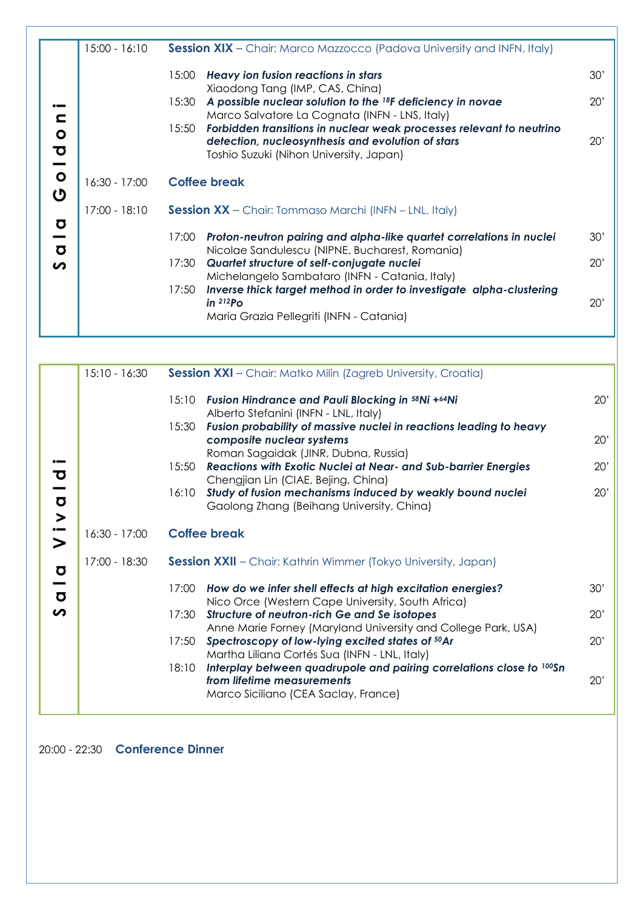## Sala Goldoni

| | | | |
|---|---|---|---|
| 15:00 - 16:10 | **Session XIX** – Chair: Marco Mazzocco (Padova University and INFN, Italy) | | |
| | 15:00 | ***Heavy ion fusion reactions in stars*** Xiaodong Tang (IMP, CAS, China) | 30' |
| | 15:30 | ***A possible nuclear solution to the $^{18}F$ deficiency in novae*** Marco Salvatore La Cognata (INFN - LNS, Italy) | 20' |
| | 15:50 | ***Forbidden transitions in nuclear weak processes relevant to neutrino detection, nucleosynthesis and evolution of stars*** Toshio Suzuki (Nihon University, Japan) | 20' |
| 16:30 - 17:00 | **Coffee break** | | |
| 17:00 - 18:10 | **Session XX** – Chair: Tommaso Marchi (INFN – LNL, Italy) | | |
| | 17:00 | ***Proton-neutron pairing and alpha-like quartet correlations in nuclei*** Nicolae Sandulescu (NIPNE, Bucharest, Romania) | 30' |
| | 17:30 | ***Quartet structure of self-conjugate nuclei*** Michelangelo Sambataro (INFN - Catania, Italy) | 20' |
| | 17:50 | ***Inverse thick target method in order to investigate alpha-clustering in $^{212}Po$*** Maria Grazia Pellegriti (INFN - Catania) | 20' |

## Sala Vivaldi

| | | | |
|---|---|---|---|
| 15:10 - 16:30 | **Session XXI** – Chair: Matko Milin (Zagreb University, Croatia) | | |
| | 15:10 | ***Fusion Hindrance and Pauli Blocking in $^{58}Ni + ^{64}Ni$*** Alberto Stefanini (INFN - LNL, Italy) | 20' |
| | 15:30 | ***Fusion probability of massive nuclei in reactions leading to heavy composite nuclear systems*** Roman Sagaidak (JINR, Dubna, Russia) | 20' |
| | 15:50 | ***Reactions with Exotic Nuclei at Near- and Sub-barrier Energies*** Chengjian Lin (CIAE, Bejing, China) | 20' |
| | 16:10 | ***Study of fusion mechanisms induced by weakly bound nuclei*** Gaolong Zhang (Beihang University, China) | 20' |
| 16:30 - 17:00 | **Coffee break** | | |
| 17:00 - 18:30 | **Session XXII** – Chair: Kathrin Wimmer (Tokyo University, Japan) | | |
| | 17:00 | ***How do we infer shell effects at high excitation energies?*** Nico Orce (Western Cape University, South Africa) | 30' |
| | 17:30 | ***Structure of neutron-rich Ge and Se isotopes*** Anne Marie Forney (Maryland University and College Park, USA) | 20' |
| | 17:50 | ***Spectroscopy of low-lying excited states of $^{50}Ar$*** Martha Liliana Cortés Sua (INFN - LNL, Italy) | 20' |
| | 18:10 | ***Interplay between quadrupole and pairing correlations close to $^{100}Sn$ from lifetime measurements*** Marco Siciliano (CEA Saclay, France) | 20' |

20:00 - 22:30 **Conference Dinner**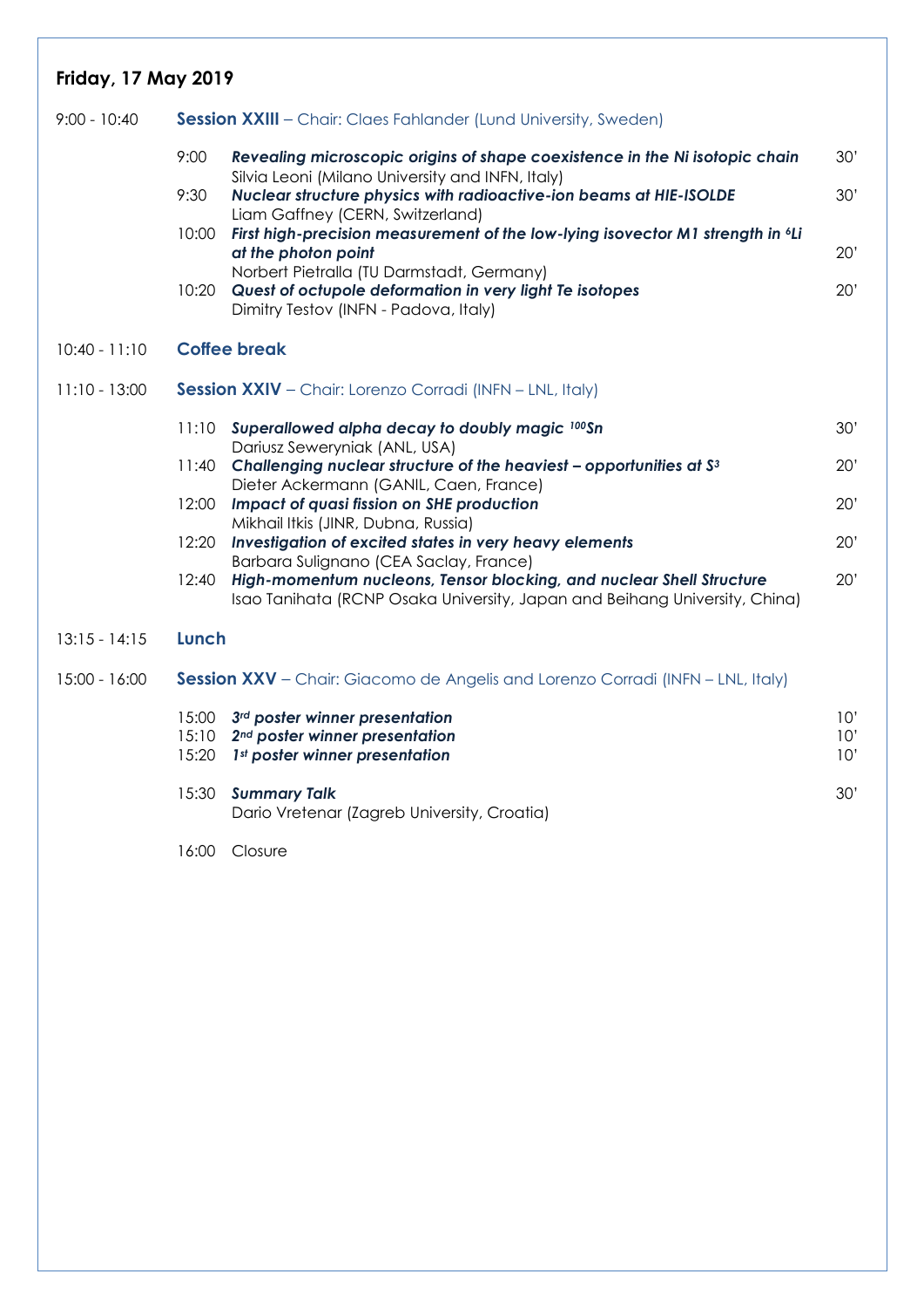## Friday, 17 May 2019

**9:00 - 10:40** — **Session XXIII** – Chair: Claes Fahlander (Lund University, Sweden)

| Time | Talk | Duration |
|---|---|---|
| 9:00 | ***Revealing microscopic origins of shape coexistence in the Ni isotopic chain***<br>Silvia Leoni (Milano University and INFN, Italy) | 30' |
| 9:30 | ***Nuclear structure physics with radioactive-ion beams at HIE-ISOLDE***<br>Liam Gaffney (CERN, Switzerland) | 30' |
| 10:00 | ***First high-precision measurement of the low-lying isovector M1 strength in $^{6}Li$ at the photon point***<br>Norbert Pietralla (TU Darmstadt, Germany) | 20' |
| 10:20 | ***Quest of octupole deformation in very light Te isotopes***<br>Dimitry Testov (INFN - Padova, Italy) | 20' |

**10:40 - 11:10** — **Coffee break**

**11:10 - 13:00** — **Session XXIV** – Chair: Lorenzo Corradi (INFN – LNL, Italy)

| Time | Talk | Duration |
|---|---|---|
| 11:10 | ***Superallowed alpha decay to doubly magic $^{100}Sn$***<br>Dariusz Seweryniak (ANL, USA) | 30' |
| 11:40 | ***Challenging nuclear structure of the heaviest – opportunities at $S^3$***<br>Dieter Ackermann (GANIL, Caen, France) | 20' |
| 12:00 | ***Impact of quasi fission on SHE production***<br>Mikhail Itkis (JINR, Dubna, Russia) | 20' |
| 12:20 | ***Investigation of excited states in very heavy elements***<br>Barbara Sulignano (CEA Saclay, France) | 20' |
| 12:40 | ***High-momentum nucleons, Tensor blocking, and nuclear Shell Structure***<br>Isao Tanihata (RCNP Osaka University, Japan and Beihang University, China) | 20' |

**13:15 - 14:15** — **Lunch**

**15:00 - 16:00** — **Session XXV** – Chair: Giacomo de Angelis and Lorenzo Corradi (INFN – LNL, Italy)

| Time | Talk | Duration |
|---|---|---|
| 15:00 | ***3rd poster winner presentation*** | 10' |
| 15:10 | ***2nd poster winner presentation*** | 10' |
| 15:20 | ***1st poster winner presentation*** | 10' |
| 15:30 | ***Summary Talk***<br>Dario Vretenar (Zagreb University, Croatia) | 30' |
| 16:00 | Closure | |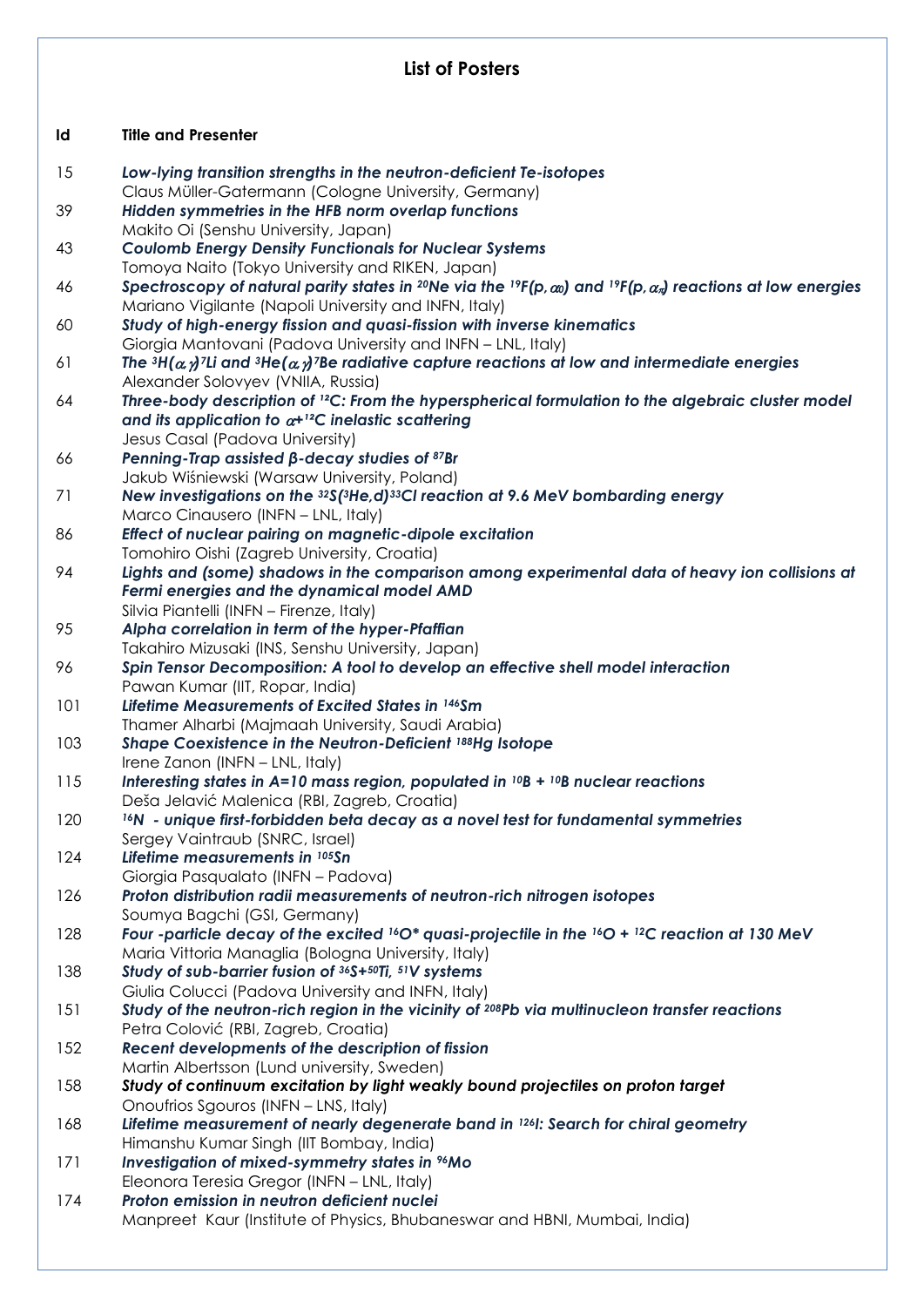# List of Posters

| Id | Title and Presenter |
| --- | --- |
| 15 | ***Low-lying transition strengths in the neutron-deficient Te-isotopes***<br>Claus Müller-Gatermann (Cologne University, Germany) |
| 39 | ***Hidden symmetries in the HFB norm overlap functions***<br>Makito Oi (Senshu University, Japan) |
| 43 | ***Coulomb Energy Density Functionals for Nuclear Systems***<br>Tomoya Naito (Tokyo University and RIKEN, Japan) |
| 46 | ***Spectroscopy of natural parity states in $^{20}$Ne via the $^{19}$F(p,$\alpha_0$) and $^{19}$F(p,$\alpha_\pi$) reactions at low energies***<br>Mariano Vigilante (Napoli University and INFN, Italy) |
| 60 | ***Study of high-energy fission and quasi-fission with inverse kinematics***<br>Giorgia Mantovani (Padova University and INFN – LNL, Italy) |
| 61 | ***The $^{3}$H($\alpha,\gamma$)$^{7}$Li and $^{3}$He($\alpha,\gamma$)$^{7}$Be radiative capture reactions at low and intermediate energies***<br>Alexander Solovyev (VNIIA, Russia) |
| 64 | ***Three-body description of $^{12}$C: From the hyperspherical formulation to the algebraic cluster model and its application to $\alpha$+$^{12}$C inelastic scattering***<br>Jesus Casal (Padova University) |
| 66 | ***Penning-Trap assisted β-decay studies of $^{87}$Br***<br>Jakub Wiśniewski (Warsaw University, Poland) |
| 71 | ***New investigations on the $^{32}$S($^{3}$He,d)$^{33}$Cl reaction at 9.6 MeV bombarding energy***<br>Marco Cinausero (INFN – LNL, Italy) |
| 86 | ***Effect of nuclear pairing on magnetic-dipole excitation***<br>Tomohiro Oishi (Zagreb University, Croatia) |
| 94 | ***Lights and (some) shadows in the comparison among experimental data of heavy ion collisions at Fermi energies and the dynamical model AMD***<br>Silvia Piantelli (INFN – Firenze, Italy) |
| 95 | ***Alpha correlation in term of the hyper-Pfaffian***<br>Takahiro Mizusaki (INS, Senshu University, Japan) |
| 96 | ***Spin Tensor Decomposition: A tool to develop an effective shell model interaction***<br>Pawan Kumar (IIT, Ropar, India) |
| 101 | ***Lifetime Measurements of Excited States in $^{146}$Sm***<br>Thamer Alharbi (Majmaah University, Saudi Arabia) |
| 103 | ***Shape Coexistence in the Neutron-Deficient $^{188}$Hg Isotope***<br>Irene Zanon (INFN – LNL, Italy) |
| 115 | ***Interesting states in A=10 mass region, populated in $^{10}$B + $^{10}$B nuclear reactions***<br>Deša Jelavić Malenica (RBI, Zagreb, Croatia) |
| 120 | ***$^{16}$N - unique first-forbidden beta decay as a novel test for fundamental symmetries***<br>Sergey Vaintraub (SNRC, Israel) |
| 124 | ***Lifetime measurements in $^{105}$Sn***<br>Giorgia Pasqualato (INFN – Padova) |
| 126 | ***Proton distribution radii measurements of neutron-rich nitrogen isotopes***<br>Soumya Bagchi (GSI, Germany) |
| 128 | ***Four -particle decay of the excited $^{16}$O* quasi-projectile in the $^{16}$O + $^{12}$C reaction at 130 MeV***<br>Maria Vittoria Managlia (Bologna University, Italy) |
| 138 | ***Study of sub-barrier fusion of $^{36}$S+$^{50}$Ti, $^{51}$V systems***<br>Giulia Colucci (Padova University and INFN, Italy) |
| 151 | ***Study of the neutron-rich region in the vicinity of $^{208}$Pb via multinucleon transfer reactions***<br>Petra Colović (RBI, Zagreb, Croatia) |
| 152 | ***Recent developments of the description of fission***<br>Martin Albertsson (Lund university, Sweden) |
| 158 | ***Study of continuum excitation by light weakly bound projectiles on proton target***<br>Onoufrios Sgouros (INFN – LNS, Italy) |
| 168 | ***Lifetime measurement of nearly degenerate band in $^{126}$I: Search for chiral geometry***<br>Himanshu Kumar Singh (IIT Bombay, India) |
| 171 | ***Investigation of mixed-symmetry states in $^{96}$Mo***<br>Eleonora Teresia Gregor (INFN – LNL, Italy) |
| 174 | ***Proton emission in neutron deficient nuclei***<br>Manpreet Kaur (Institute of Physics, Bhubaneswar and HBNI, Mumbai, India) |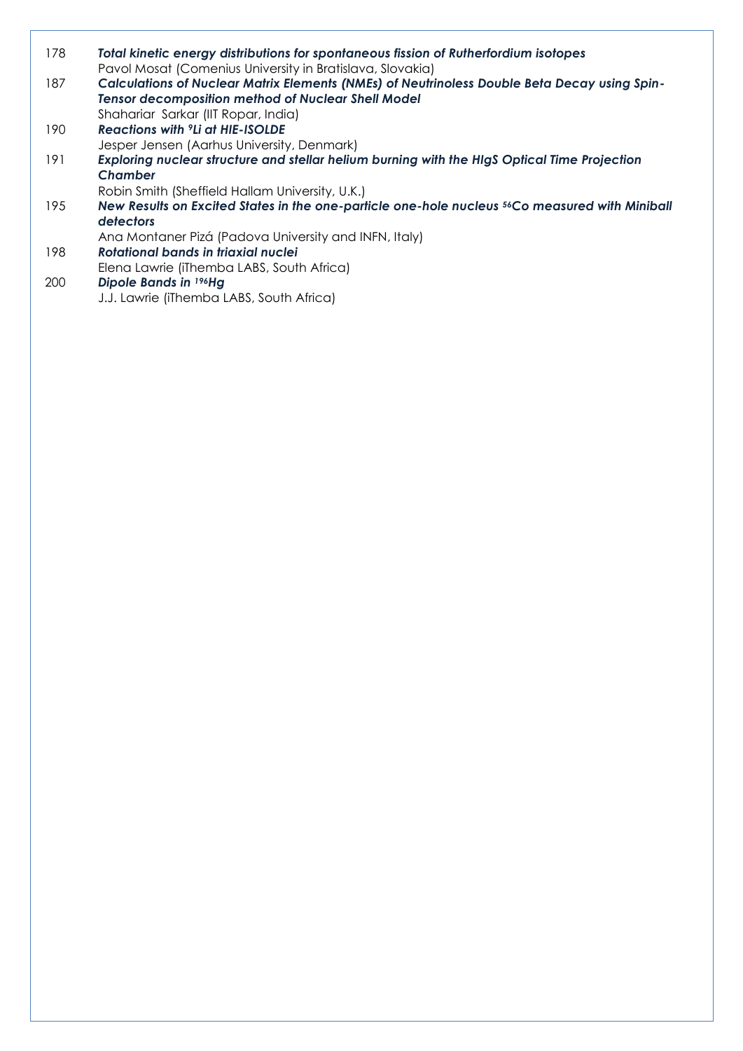178 ***Total kinetic energy distributions for spontaneous fission of Rutherfordium isotopes***
Pavol Mosat (Comenius University in Bratislava, Slovakia)

187 ***Calculations of Nuclear Matrix Elements (NMEs) of Neutrinoless Double Beta Decay using Spin-Tensor decomposition method of Nuclear Shell Model***
Shahariar Sarkar (IIT Ropar, India)

190 ***Reactions with $^{9}Li$ at HIE-ISOLDE***
Jesper Jensen (Aarhus University, Denmark)

191 ***Exploring nuclear structure and stellar helium burning with the HIgS Optical Time Projection Chamber***
Robin Smith (Sheffield Hallam University, U.K.)

195 ***New Results on Excited States in the one-particle one-hole nucleus $^{56}Co$ measured with Miniball detectors***
Ana Montaner Pizá (Padova University and INFN, Italy)

198 ***Rotational bands in triaxial nuclei***
Elena Lawrie (iThemba LABS, South Africa)

200 ***Dipole Bands in $^{196}Hg$***
J.J. Lawrie (iThemba LABS, South Africa)